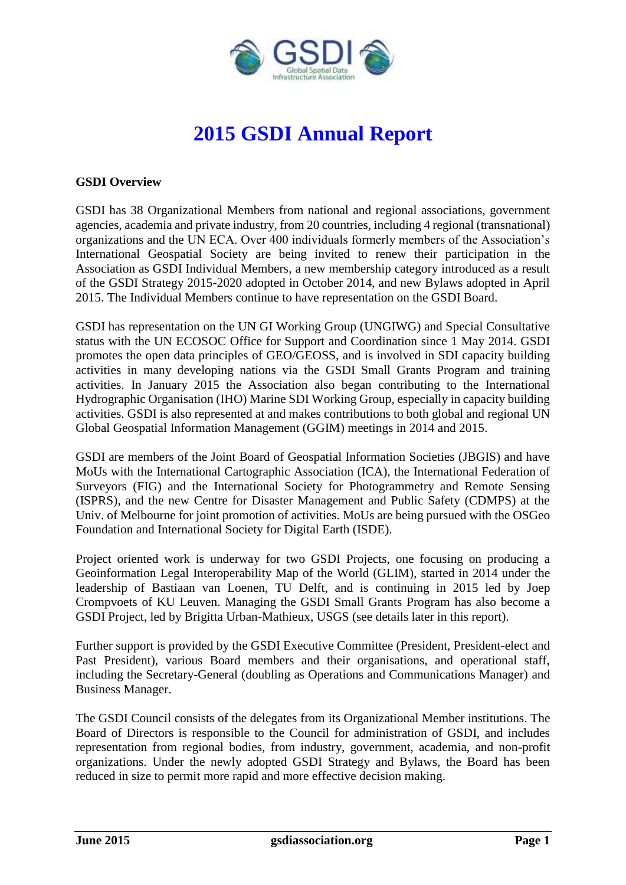# 2015 GSDI Annual Report

**GSDI Overview**

GSDI has 38 Organizational Members from national and regional associations, government agencies, academia and private industry, from 20 countries, including 4 regional (transnational) organizations and the UN ECA. Over 400 individuals formerly members of the Association's International Geospatial Society are being invited to renew their participation in the Association as GSDI Individual Members, a new membership category introduced as a result of the GSDI Strategy 2015-2020 adopted in October 2014, and new Bylaws adopted in April 2015. The Individual Members continue to have representation on the GSDI Board.

GSDI has representation on the UN GI Working Group (UNGIWG) and Special Consultative status with the UN ECOSOC Office for Support and Coordination since 1 May 2014. GSDI promotes the open data principles of GEO/GEOSS, and is involved in SDI capacity building activities in many developing nations via the GSDI Small Grants Program and training activities. In January 2015 the Association also began contributing to the International Hydrographic Organisation (IHO) Marine SDI Working Group, especially in capacity building activities. GSDI is also represented at and makes contributions to both global and regional UN Global Geospatial Information Management (GGIM) meetings in 2014 and 2015.

GSDI are members of the Joint Board of Geospatial Information Societies (JBGIS) and have MoUs with the International Cartographic Association (ICA), the International Federation of Surveyors (FIG) and the International Society for Photogrammetry and Remote Sensing (ISPRS), and the new Centre for Disaster Management and Public Safety (CDMPS) at the Univ. of Melbourne for joint promotion of activities. MoUs are being pursued with the OSGeo Foundation and International Society for Digital Earth (ISDE).

Project oriented work is underway for two GSDI Projects, one focusing on producing a Geoinformation Legal Interoperability Map of the World (GLIM), started in 2014 under the leadership of Bastiaan van Loenen, TU Delft, and is continuing in 2015 led by Joep Crompvoets of KU Leuven. Managing the GSDI Small Grants Program has also become a GSDI Project, led by Brigitta Urban-Mathieux, USGS (see details later in this report).

Further support is provided by the GSDI Executive Committee (President, President-elect and Past President), various Board members and their organisations, and operational staff, including the Secretary-General (doubling as Operations and Communications Manager) and Business Manager.

The GSDI Council consists of the delegates from its Organizational Member institutions. The Board of Directors is responsible to the Council for administration of GSDI, and includes representation from regional bodies, from industry, government, academia, and non-profit organizations. Under the newly adopted GSDI Strategy and Bylaws, the Board has been reduced in size to permit more rapid and more effective decision making.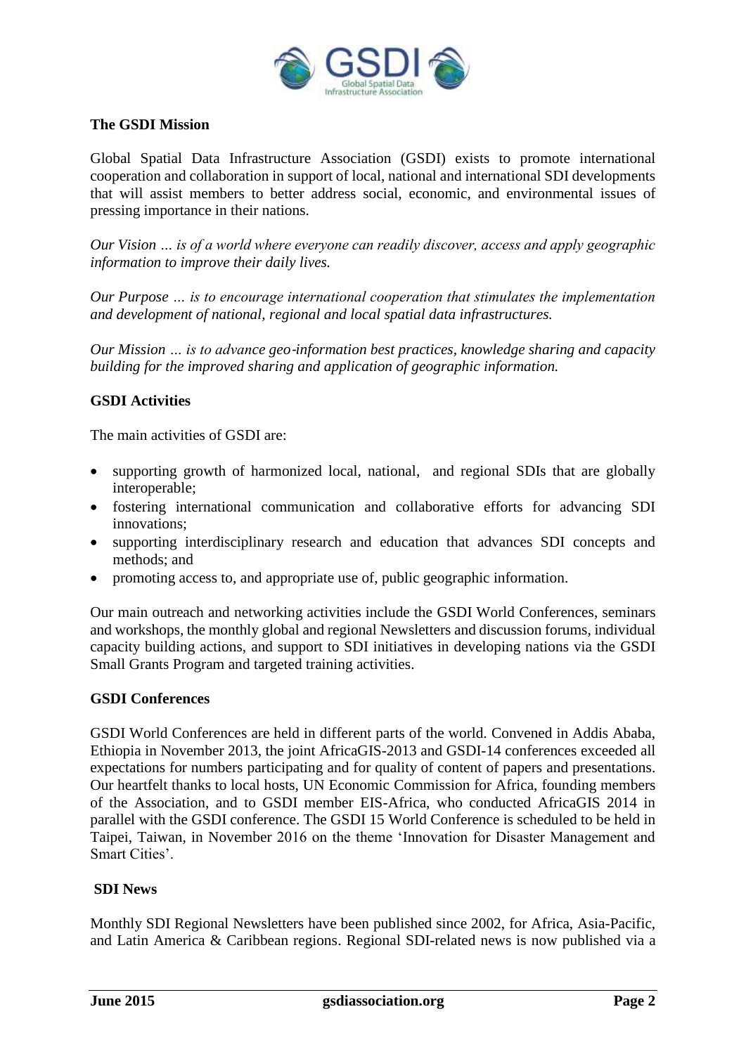## The GSDI Mission

Global Spatial Data Infrastructure Association (GSDI) exists to promote international cooperation and collaboration in support of local, national and international SDI developments that will assist members to better address social, economic, and environmental issues of pressing importance in their nations.

*Our Vision … is of a world where everyone can readily discover, access and apply geographic information to improve their daily lives.*

*Our Purpose … is to encourage international cooperation that stimulates the implementation and development of national, regional and local spatial data infrastructures.*

*Our Mission … is to advance geo-information best practices, knowledge sharing and capacity building for the improved sharing and application of geographic information.*

## GSDI Activities

The main activities of GSDI are:

- supporting growth of harmonized local, national, and regional SDIs that are globally interoperable;
- fostering international communication and collaborative efforts for advancing SDI innovations;
- supporting interdisciplinary research and education that advances SDI concepts and methods; and
- promoting access to, and appropriate use of, public geographic information.

Our main outreach and networking activities include the GSDI World Conferences, seminars and workshops, the monthly global and regional Newsletters and discussion forums, individual capacity building actions, and support to SDI initiatives in developing nations via the GSDI Small Grants Program and targeted training activities.

## GSDI Conferences

GSDI World Conferences are held in different parts of the world. Convened in Addis Ababa, Ethiopia in November 2013, the joint AfricaGIS-2013 and GSDI-14 conferences exceeded all expectations for numbers participating and for quality of content of papers and presentations. Our heartfelt thanks to local hosts, UN Economic Commission for Africa, founding members of the Association, and to GSDI member EIS-Africa, who conducted AfricaGIS 2014 in parallel with the GSDI conference. The GSDI 15 World Conference is scheduled to be held in Taipei, Taiwan, in November 2016 on the theme 'Innovation for Disaster Management and Smart Cities'.

## SDI News

Monthly SDI Regional Newsletters have been published since 2002, for Africa, Asia-Pacific, and Latin America & Caribbean regions. Regional SDI-related news is now published via a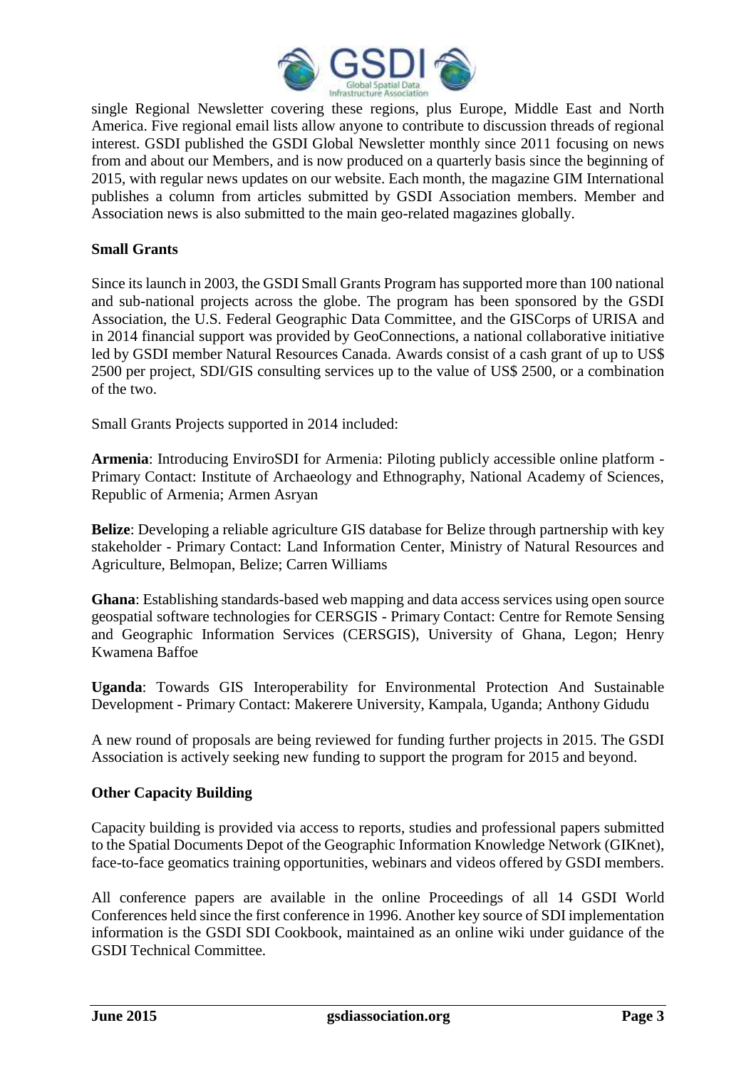single Regional Newsletter covering these regions, plus Europe, Middle East and North America. Five regional email lists allow anyone to contribute to discussion threads of regional interest. GSDI published the GSDI Global Newsletter monthly since 2011 focusing on news from and about our Members, and is now produced on a quarterly basis since the beginning of 2015, with regular news updates on our website. Each month, the magazine GIM International publishes a column from articles submitted by GSDI Association members. Member and Association news is also submitted to the main geo-related magazines globally.

**Small Grants**

Since its launch in 2003, the GSDI Small Grants Program has supported more than 100 national and sub-national projects across the globe. The program has been sponsored by the GSDI Association, the U.S. Federal Geographic Data Committee, and the GISCorps of URISA and in 2014 financial support was provided by GeoConnections, a national collaborative initiative led by GSDI member Natural Resources Canada. Awards consist of a cash grant of up to US$ 2500 per project, SDI/GIS consulting services up to the value of US$ 2500, or a combination of the two.

Small Grants Projects supported in 2014 included:

**Armenia**: Introducing EnviroSDI for Armenia: Piloting publicly accessible online platform - Primary Contact: Institute of Archaeology and Ethnography, National Academy of Sciences, Republic of Armenia; Armen Asryan

**Belize**: Developing a reliable agriculture GIS database for Belize through partnership with key stakeholder - Primary Contact: Land Information Center, Ministry of Natural Resources and Agriculture, Belmopan, Belize; Carren Williams

**Ghana**: Establishing standards-based web mapping and data access services using open source geospatial software technologies for CERSGIS - Primary Contact: Centre for Remote Sensing and Geographic Information Services (CERSGIS), University of Ghana, Legon; Henry Kwamena Baffoe

**Uganda**: Towards GIS Interoperability for Environmental Protection And Sustainable Development - Primary Contact: Makerere University, Kampala, Uganda; Anthony Gidudu

A new round of proposals are being reviewed for funding further projects in 2015. The GSDI Association is actively seeking new funding to support the program for 2015 and beyond.

**Other Capacity Building**

Capacity building is provided via access to reports, studies and professional papers submitted to the Spatial Documents Depot of the Geographic Information Knowledge Network (GIKnet), face-to-face geomatics training opportunities, webinars and videos offered by GSDI members.

All conference papers are available in the online Proceedings of all 14 GSDI World Conferences held since the first conference in 1996. Another key source of SDI implementation information is the GSDI SDI Cookbook, maintained as an online wiki under guidance of the GSDI Technical Committee.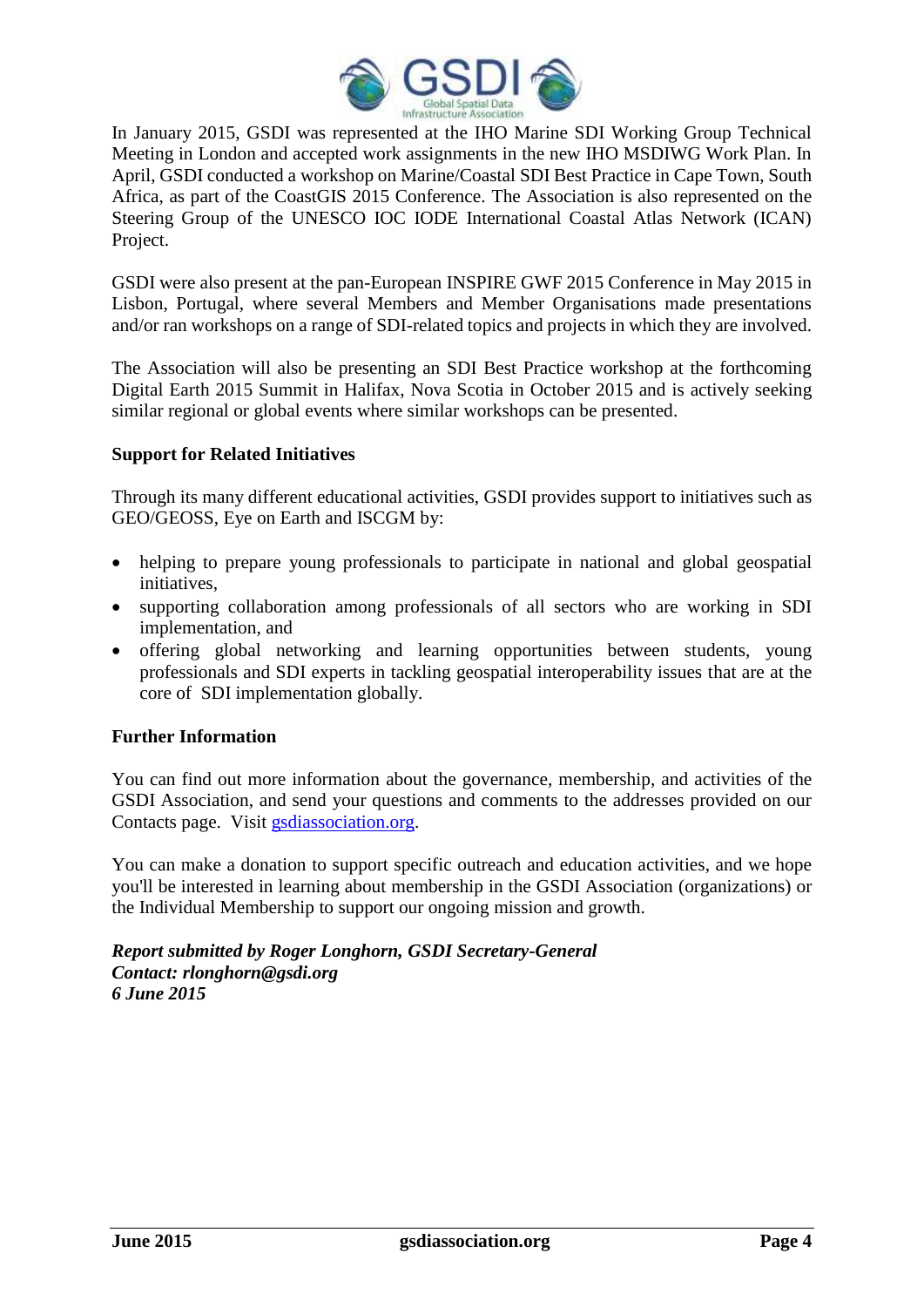In January 2015, GSDI was represented at the IHO Marine SDI Working Group Technical Meeting in London and accepted work assignments in the new IHO MSDIWG Work Plan. In April, GSDI conducted a workshop on Marine/Coastal SDI Best Practice in Cape Town, South Africa, as part of the CoastGIS 2015 Conference. The Association is also represented on the Steering Group of the UNESCO IOC IODE International Coastal Atlas Network (ICAN) Project.

GSDI were also present at the pan-European INSPIRE GWF 2015 Conference in May 2015 in Lisbon, Portugal, where several Members and Member Organisations made presentations and/or ran workshops on a range of SDI-related topics and projects in which they are involved.

The Association will also be presenting an SDI Best Practice workshop at the forthcoming Digital Earth 2015 Summit in Halifax, Nova Scotia in October 2015 and is actively seeking similar regional or global events where similar workshops can be presented.

**Support for Related Initiatives**

Through its many different educational activities, GSDI provides support to initiatives such as GEO/GEOSS, Eye on Earth and ISCGM by:

- helping to prepare young professionals to participate in national and global geospatial initiatives,
- supporting collaboration among professionals of all sectors who are working in SDI implementation, and
- offering global networking and learning opportunities between students, young professionals and SDI experts in tackling geospatial interoperability issues that are at the core of SDI implementation globally.

**Further Information**

You can find out more information about the governance, membership, and activities of the GSDI Association, and send your questions and comments to the addresses provided on our Contacts page. Visit [gsdiassociation.org](http://gsdiassociation.org).

You can make a donation to support specific outreach and education activities, and we hope you'll be interested in learning about membership in the GSDI Association (organizations) or the Individual Membership to support our ongoing mission and growth.

***Report submitted by Roger Longhorn, GSDI Secretary-General***
***Contact: rlonghorn@gsdi.org***
***6 June 2015***